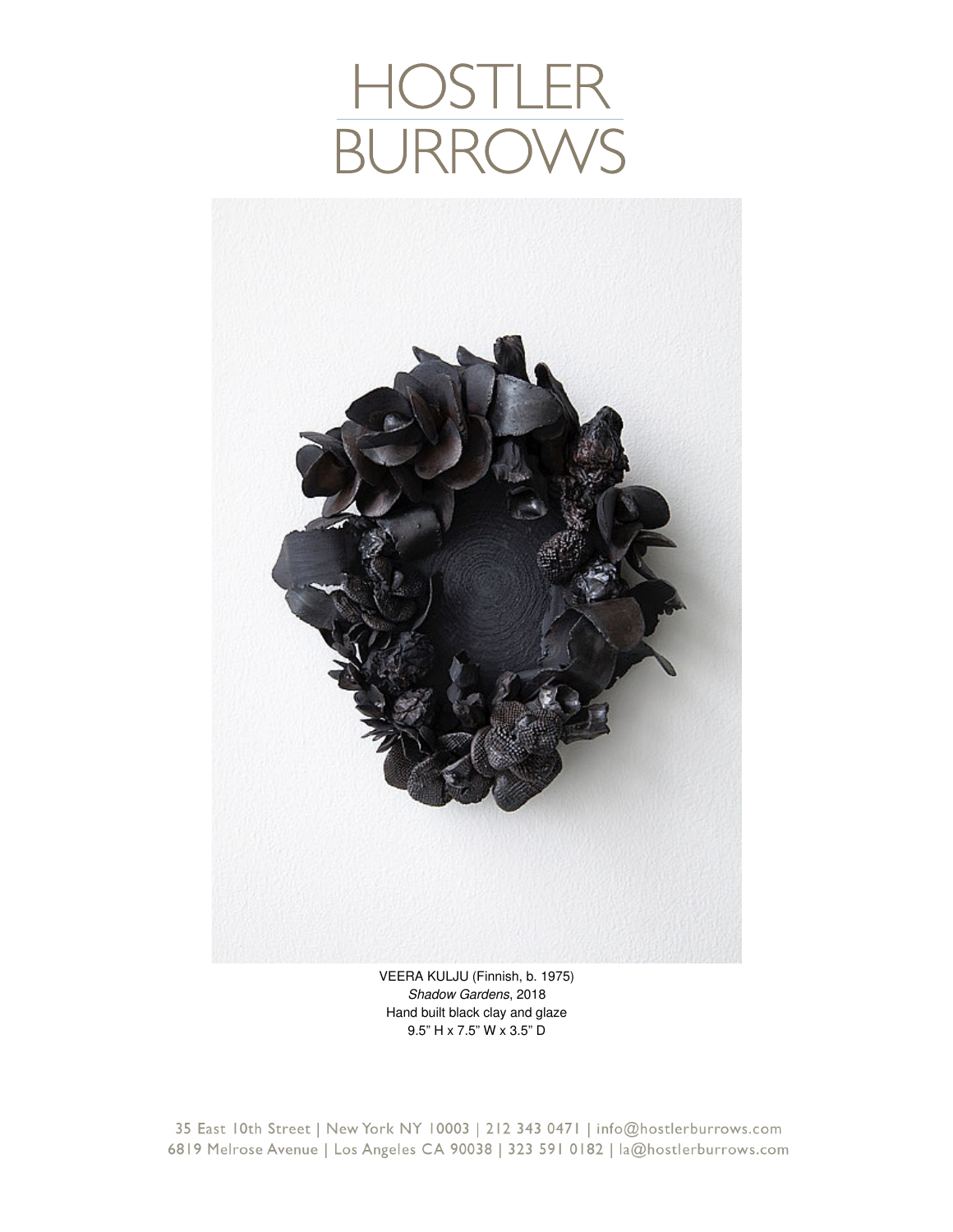# HOSTLER BURROWS

VEERA KULJU (Finnish, b. 1975)
*Shadow Gardens*, 2018
Hand built black clay and glaze
9.5" H x 7.5" W x 3.5" D

35 East 10th Street | New York NY 10003 | 212 343 0471 | info@hostlerburrows.com
6819 Melrose Avenue | Los Angeles CA 90038 | 323 591 0182 | la@hostlerburrows.com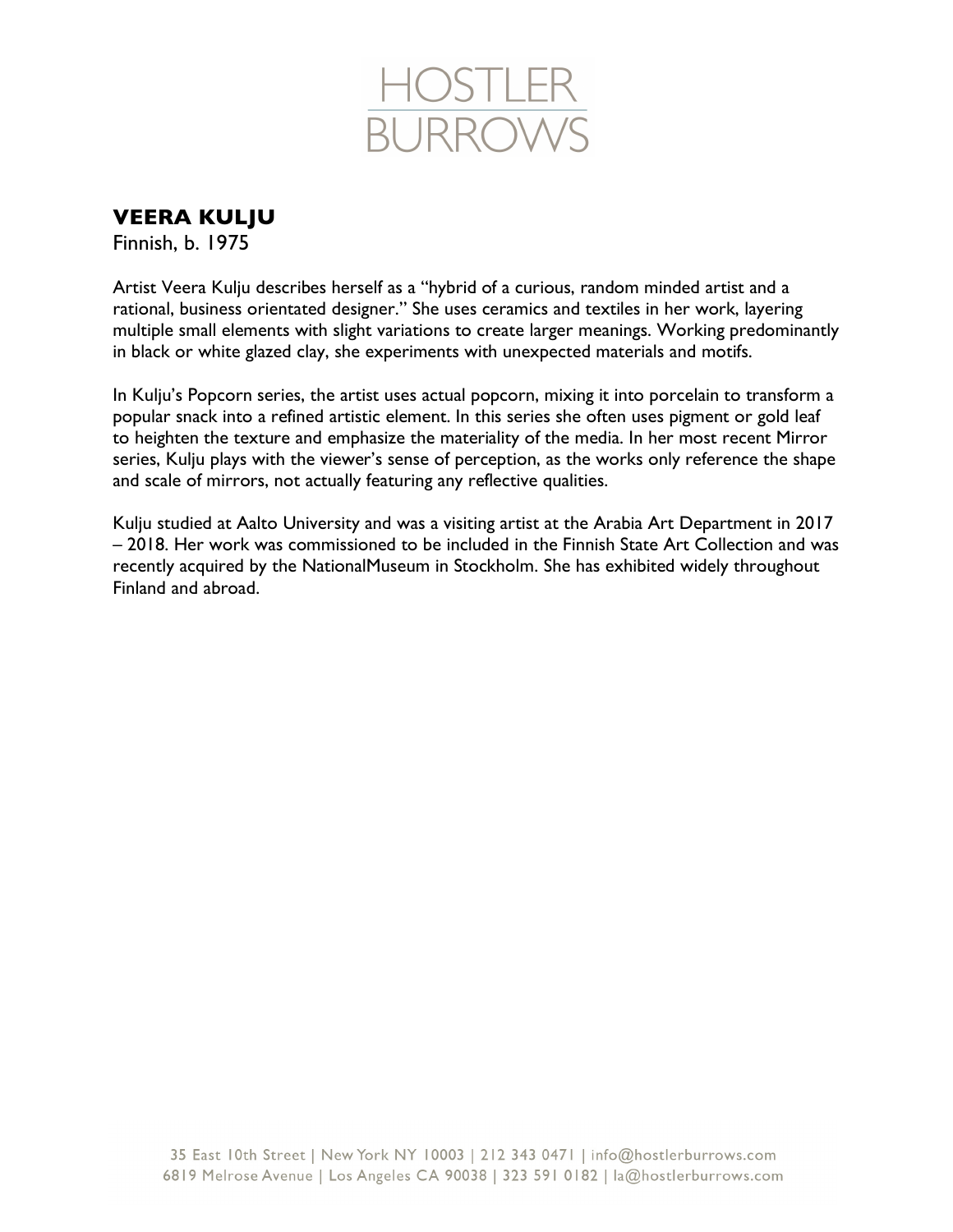# VEERA KULJU

Finnish, b. 1975

Artist Veera Kulju describes herself as a "hybrid of a curious, random minded artist and a rational, business orientated designer." She uses ceramics and textiles in her work, layering multiple small elements with slight variations to create larger meanings. Working predominantly in black or white glazed clay, she experiments with unexpected materials and motifs.

In Kulju's Popcorn series, the artist uses actual popcorn, mixing it into porcelain to transform a popular snack into a refined artistic element. In this series she often uses pigment or gold leaf to heighten the texture and emphasize the materiality of the media. In her most recent Mirror series, Kulju plays with the viewer's sense of perception, as the works only reference the shape and scale of mirrors, not actually featuring any reflective qualities.

Kulju studied at Aalto University and was a visiting artist at the Arabia Art Department in 2017 – 2018. Her work was commissioned to be included in the Finnish State Art Collection and was recently acquired by the NationalMuseum in Stockholm. She has exhibited widely throughout Finland and abroad.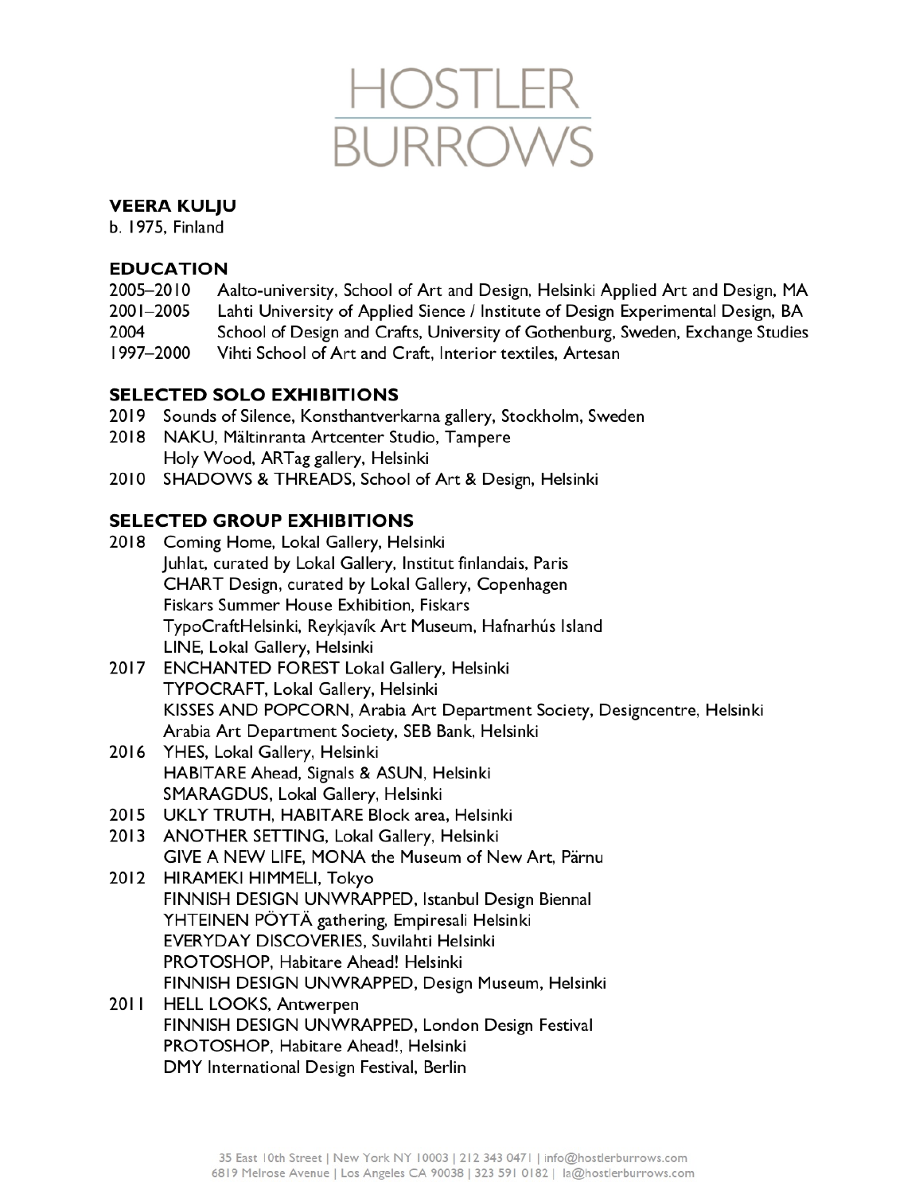# HOSTLER BURROWS

## VEERA KULJU

b. 1975, Finland

## EDUCATION

2005–2010 Aalto-university, School of Art and Design, Helsinki Applied Art and Design, MA
2001–2005 Lahti University of Applied Sience / Institute of Design Experimental Design, BA
2004 School of Design and Crafts, University of Gothenburg, Sweden, Exchange Studies
1997–2000 Vihti School of Art and Craft, Interior textiles, Artesan

## SELECTED SOLO EXHIBITIONS

2019 Sounds of Silence, Konsthantverkarna gallery, Stockholm, Sweden
2018 NAKU, Mältinranta Artcenter Studio, Tampere
Holy Wood, ARTag gallery, Helsinki
2010 SHADOWS & THREADS, School of Art & Design, Helsinki

## SELECTED GROUP EXHIBITIONS

2018 Coming Home, Lokal Gallery, Helsinki
Juhlat, curated by Lokal Gallery, Institut finlandais, Paris
CHART Design, curated by Lokal Gallery, Copenhagen
Fiskars Summer House Exhibition, Fiskars
TypoCraftHelsinki, Reykjavík Art Museum, Hafnarhús Island
LINE, Lokal Gallery, Helsinki
2017 ENCHANTED FOREST Lokal Gallery, Helsinki
TYPOCRAFT, Lokal Gallery, Helsinki
KISSES AND POPCORN, Arabia Art Department Society, Designcentre, Helsinki
Arabia Art Department Society, SEB Bank, Helsinki
2016 YHES, Lokal Gallery, Helsinki
HABITARE Ahead, Signals & ASUN, Helsinki
SMARAGDUS, Lokal Gallery, Helsinki
2015 UKLY TRUTH, HABITARE Block area, Helsinki
2013 ANOTHER SETTING, Lokal Gallery, Helsinki
GIVE A NEW LIFE, MONA the Museum of New Art, Pärnu
2012 HIRAMEKI HIMMELI, Tokyo
FINNISH DESIGN UNWRAPPED, Istanbul Design Biennal
YHTEINEN PÖYTÄ gathering, Empiresali Helsinki
EVERYDAY DISCOVERIES, Suvilahti Helsinki
PROTOSHOP, Habitare Ahead! Helsinki
FINNISH DESIGN UNWRAPPED, Design Museum, Helsinki
2011 HELL LOOKS, Antwerpen
FINNISH DESIGN UNWRAPPED, London Design Festival
PROTOSHOP, Habitare Ahead!, Helsinki
DMY International Design Festival, Berlin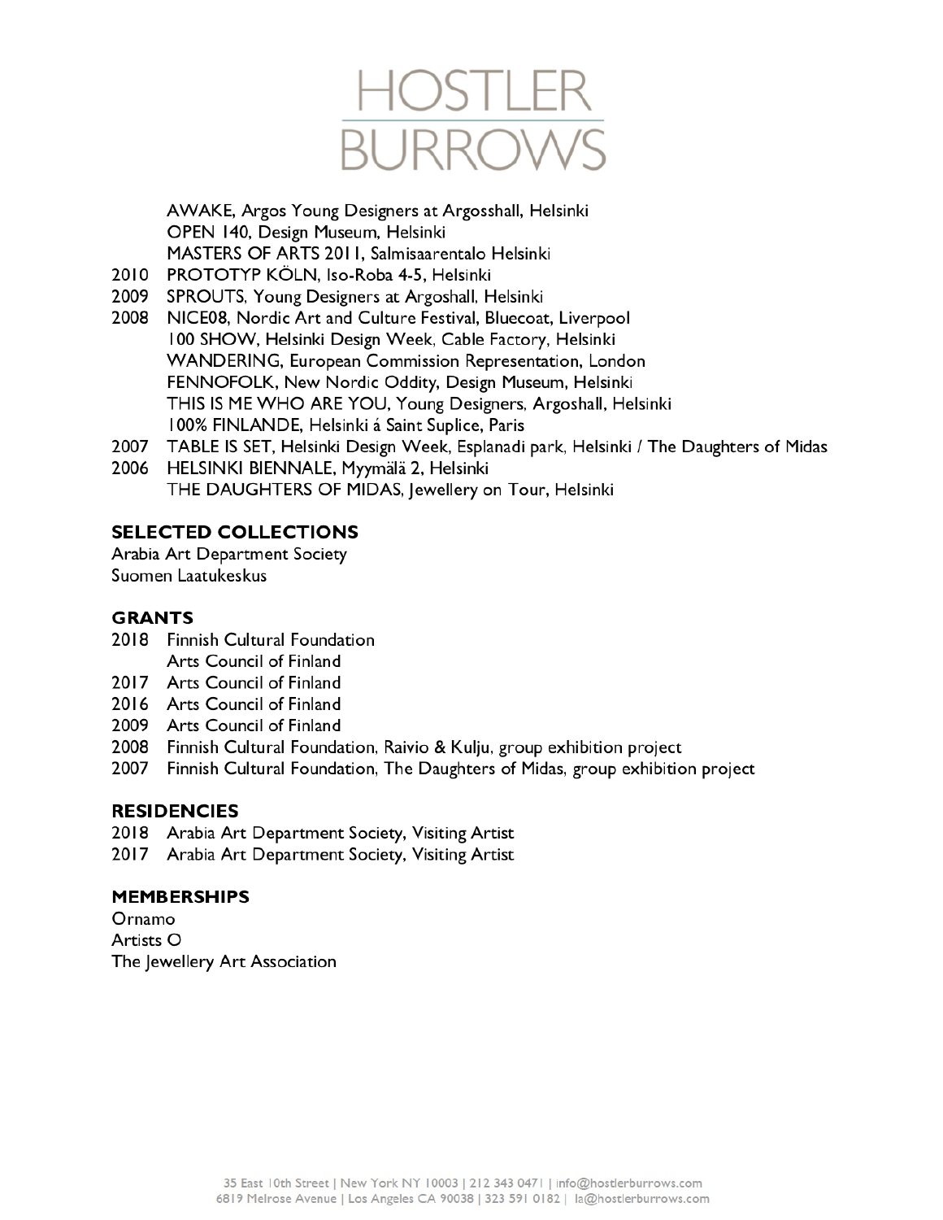AWAKE, Argos Young Designers at Argosshall, Helsinki
OPEN 140, Design Museum, Helsinki
MASTERS OF ARTS 2011, Salmisaarentalo Helsinki

2010 PROTOTYP KÖLN, Iso-Roba 4-5, Helsinki

2009 SPROUTS, Young Designers at Argoshall, Helsinki

2008 NICE08, Nordic Art and Culture Festival, Bluecoat, Liverpool
100 SHOW, Helsinki Design Week, Cable Factory, Helsinki
WANDERING, European Commission Representation, London
FENNOFOLK, New Nordic Oddity, Design Museum, Helsinki
THIS IS ME WHO ARE YOU, Young Designers, Argoshall, Helsinki
100% FINLANDE, Helsinki á Saint Suplice, Paris

2007 TABLE IS SET, Helsinki Design Week, Esplanadi park, Helsinki / The Daughters of Midas

2006 HELSINKI BIENNALE, Myymälä 2, Helsinki
THE DAUGHTERS OF MIDAS, Jewellery on Tour, Helsinki

## SELECTED COLLECTIONS

Arabia Art Department Society
Suomen Laatukeskus

## GRANTS

2018 Finnish Cultural Foundation
Arts Council of Finland

2017 Arts Council of Finland

2016 Arts Council of Finland

2009 Arts Council of Finland

2008 Finnish Cultural Foundation, Raivio & Kulju, group exhibition project

2007 Finnish Cultural Foundation, The Daughters of Midas, group exhibition project

## RESIDENCIES

2018 Arabia Art Department Society, Visiting Artist

2017 Arabia Art Department Society, Visiting Artist

## MEMBERSHIPS

Ornamo
Artists O
The Jewellery Art Association